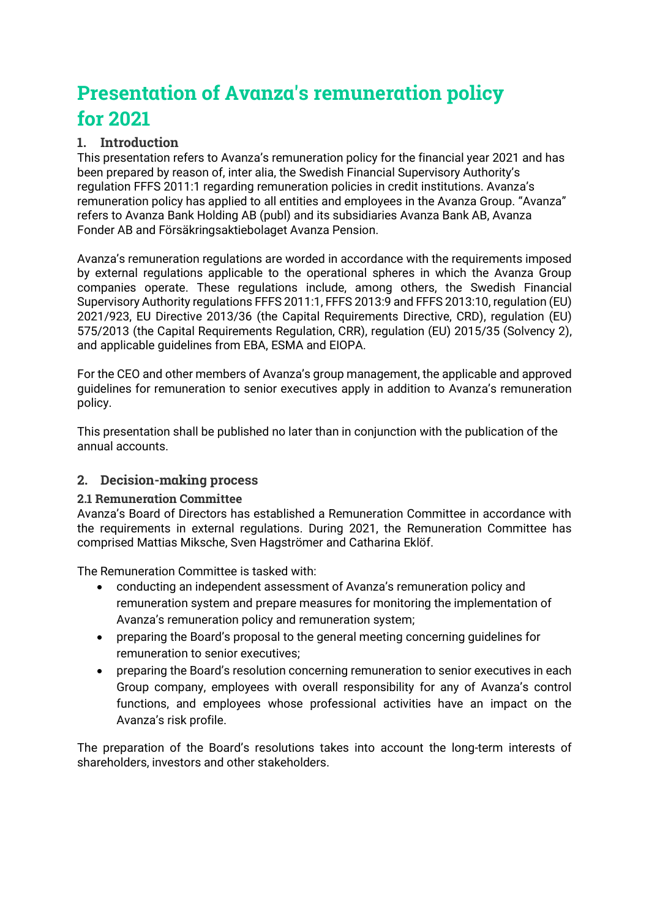# Presentation of Avanza's remuneration policy for 2021

## 1. Introduction

This presentation refers to Avanza's remuneration policy for the financial year 2021 and has been prepared by reason of, inter alia, the Swedish Financial Supervisory Authority's regulation FFFS 2011:1 regarding remuneration policies in credit institutions. Avanza's remuneration policy has applied to all entities and employees in the Avanza Group. "Avanza" refers to Avanza Bank Holding AB (publ) and its subsidiaries Avanza Bank AB, Avanza Fonder AB and Försäkringsaktiebolaget Avanza Pension.

Avanza's remuneration regulations are worded in accordance with the requirements imposed by external regulations applicable to the operational spheres in which the Avanza Group companies operate. These regulations include, among others, the Swedish Financial Supervisory Authority regulations FFFS 2011:1, FFFS 2013:9 and FFFS 2013:10, regulation (EU) 2021/923, EU Directive 2013/36 (the Capital Requirements Directive, CRD), regulation (EU) 575/2013 (the Capital Requirements Regulation, CRR), regulation (EU) 2015/35 (Solvency 2), and applicable guidelines from EBA, ESMA and EIOPA.

For the CEO and other members of Avanza's group management, the applicable and approved guidelines for remuneration to senior executives apply in addition to Avanza's remuneration policy.

This presentation shall be published no later than in conjunction with the publication of the annual accounts.

## 2. Decision-making process

### 2.1 Remuneration Committee

Avanza's Board of Directors has established a Remuneration Committee in accordance with the requirements in external regulations. During 2021, the Remuneration Committee has comprised Mattias Miksche, Sven Hagströmer and Catharina Eklöf.

The Remuneration Committee is tasked with:

- conducting an independent assessment of Avanza's remuneration policy and remuneration system and prepare measures for monitoring the implementation of Avanza's remuneration policy and remuneration system;
- preparing the Board's proposal to the general meeting concerning guidelines for remuneration to senior executives;
- preparing the Board's resolution concerning remuneration to senior executives in each Group company, employees with overall responsibility for any of Avanza's control functions, and employees whose professional activities have an impact on the Avanza's risk profile.

The preparation of the Board's resolutions takes into account the long-term interests of shareholders, investors and other stakeholders.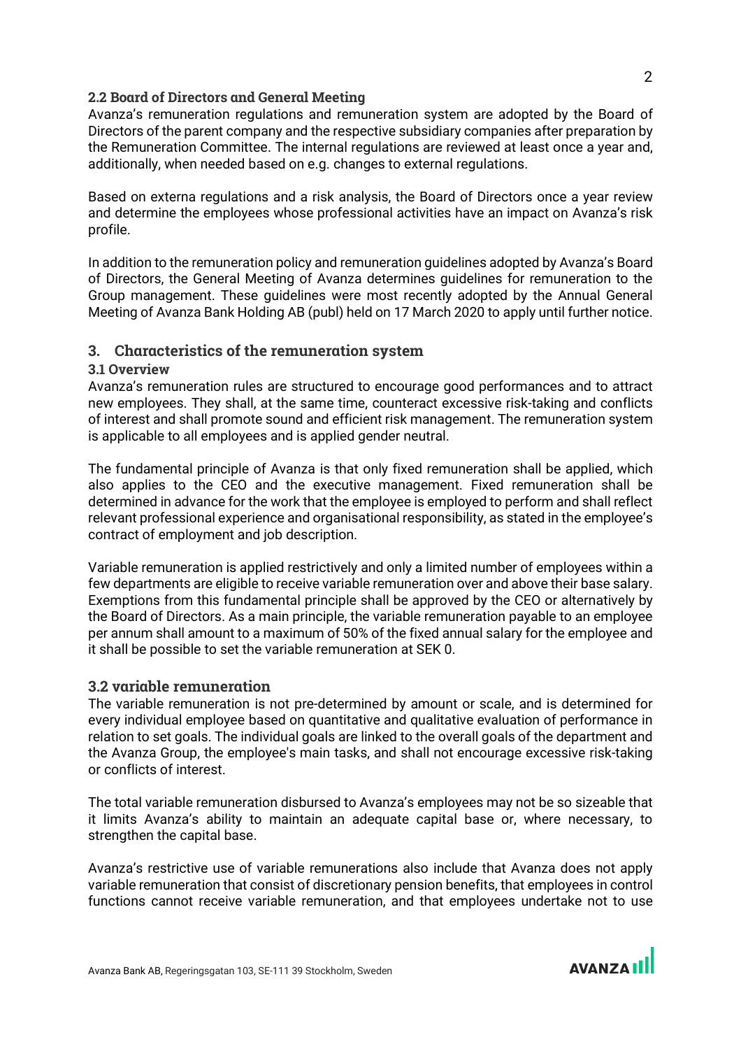### 2.2 Board of Directors and General Meeting

Avanza's remuneration regulations and remuneration system are adopted by the Board of Directors of the parent company and the respective subsidiary companies after preparation by the Remuneration Committee. The internal regulations are reviewed at least once a year and, additionally, when needed based on e.g. changes to external regulations.

Based on externa regulations and a risk analysis, the Board of Directors once a year review and determine the employees whose professional activities have an impact on Avanza's risk profile.

In addition to the remuneration policy and remuneration guidelines adopted by Avanza's Board of Directors, the General Meeting of Avanza determines guidelines for remuneration to the Group management. These guidelines were most recently adopted by the Annual General Meeting of Avanza Bank Holding AB (publ) held on 17 March 2020 to apply until further notice.

## 3. Characteristics of the remuneration system

### 3.1 Overview

Avanza's remuneration rules are structured to encourage good performances and to attract new employees. They shall, at the same time, counteract excessive risk-taking and conflicts of interest and shall promote sound and efficient risk management. The remuneration system is applicable to all employees and is applied gender neutral.

The fundamental principle of Avanza is that only fixed remuneration shall be applied, which also applies to the CEO and the executive management. Fixed remuneration shall be determined in advance for the work that the employee is employed to perform and shall reflect relevant professional experience and organisational responsibility, as stated in the employee's contract of employment and job description.

Variable remuneration is applied restrictively and only a limited number of employees within a few departments are eligible to receive variable remuneration over and above their base salary. Exemptions from this fundamental principle shall be approved by the CEO or alternatively by the Board of Directors. As a main principle, the variable remuneration payable to an employee per annum shall amount to a maximum of 50% of the fixed annual salary for the employee and it shall be possible to set the variable remuneration at SEK 0.

### 3.2 variable remuneration

The variable remuneration is not pre-determined by amount or scale, and is determined for every individual employee based on quantitative and qualitative evaluation of performance in relation to set goals. The individual goals are linked to the overall goals of the department and the Avanza Group, the employee's main tasks, and shall not encourage excessive risk-taking or conflicts of interest.

The total variable remuneration disbursed to Avanza's employees may not be so sizeable that it limits Avanza's ability to maintain an adequate capital base or, where necessary, to strengthen the capital base.

Avanza's restrictive use of variable remunerations also include that Avanza does not apply variable remuneration that consist of discretionary pension benefits, that employees in control functions cannot receive variable remuneration, and that employees undertake not to use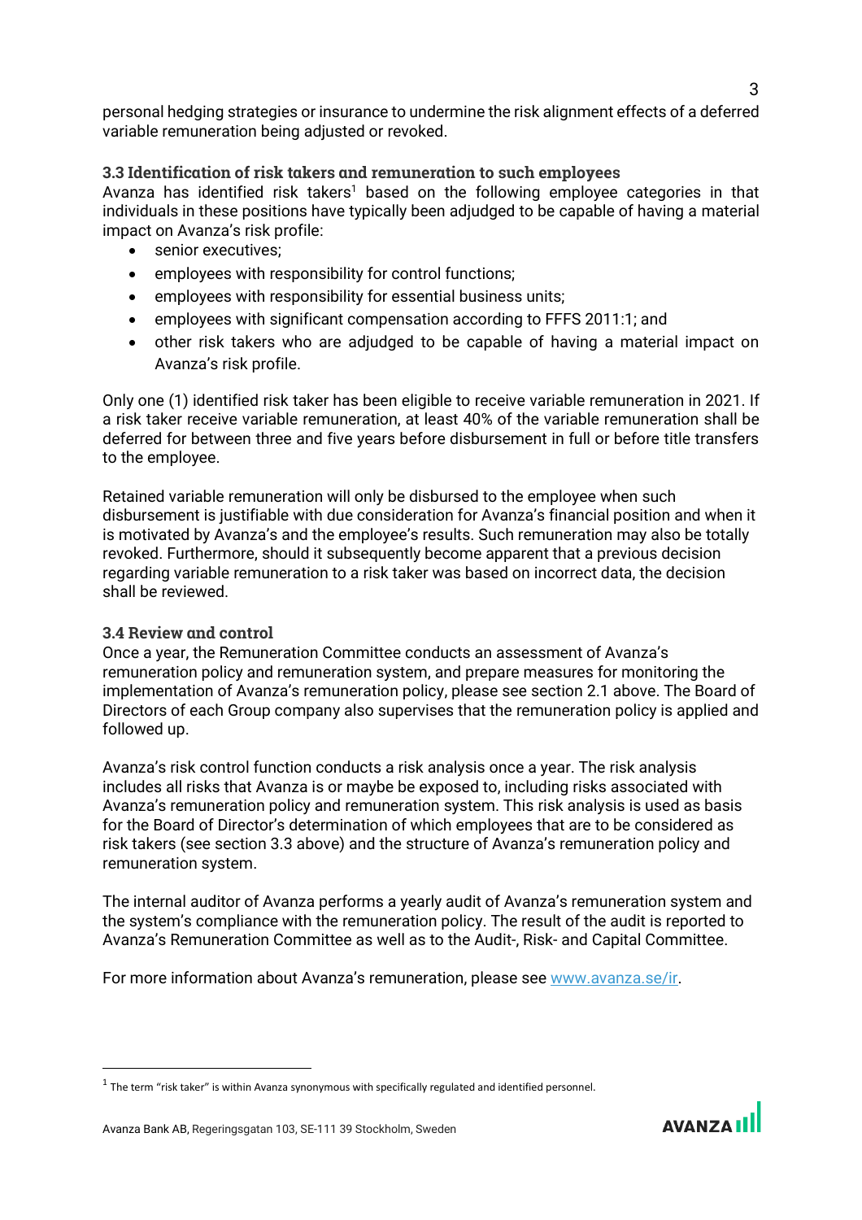personal hedging strategies or insurance to undermine the risk alignment effects of a deferred variable remuneration being adjusted or revoked.

### 3.3 Identification of risk takers and remuneration to such employees

Avanza has identified risk takers[1] based on the following employee categories in that individuals in these positions have typically been adjudged to be capable of having a material impact on Avanza's risk profile:

- senior executives;
- employees with responsibility for control functions;
- employees with responsibility for essential business units;
- employees with significant compensation according to FFFS 2011:1; and
- other risk takers who are adjudged to be capable of having a material impact on Avanza's risk profile.

Only one (1) identified risk taker has been eligible to receive variable remuneration in 2021. If a risk taker receive variable remuneration, at least 40% of the variable remuneration shall be deferred for between three and five years before disbursement in full or before title transfers to the employee.

Retained variable remuneration will only be disbursed to the employee when such disbursement is justifiable with due consideration for Avanza's financial position and when it is motivated by Avanza's and the employee's results. Such remuneration may also be totally revoked. Furthermore, should it subsequently become apparent that a previous decision regarding variable remuneration to a risk taker was based on incorrect data, the decision shall be reviewed.

### 3.4 Review and control

Once a year, the Remuneration Committee conducts an assessment of Avanza's remuneration policy and remuneration system, and prepare measures for monitoring the implementation of Avanza's remuneration policy, please see section 2.1 above. The Board of Directors of each Group company also supervises that the remuneration policy is applied and followed up.

Avanza's risk control function conducts a risk analysis once a year. The risk analysis includes all risks that Avanza is or maybe be exposed to, including risks associated with Avanza's remuneration policy and remuneration system. This risk analysis is used as basis for the Board of Director's determination of which employees that are to be considered as risk takers (see section 3.3 above) and the structure of Avanza's remuneration policy and remuneration system.

The internal auditor of Avanza performs a yearly audit of Avanza's remuneration system and the system's compliance with the remuneration policy. The result of the audit is reported to Avanza's Remuneration Committee as well as to the Audit-, Risk- and Capital Committee.

For more information about Avanza's remuneration, please see [www.avanza.se/ir](www.avanza.se/ir).

---

[1] The term "risk taker" is within Avanza synonymous with specifically regulated and identified personnel.